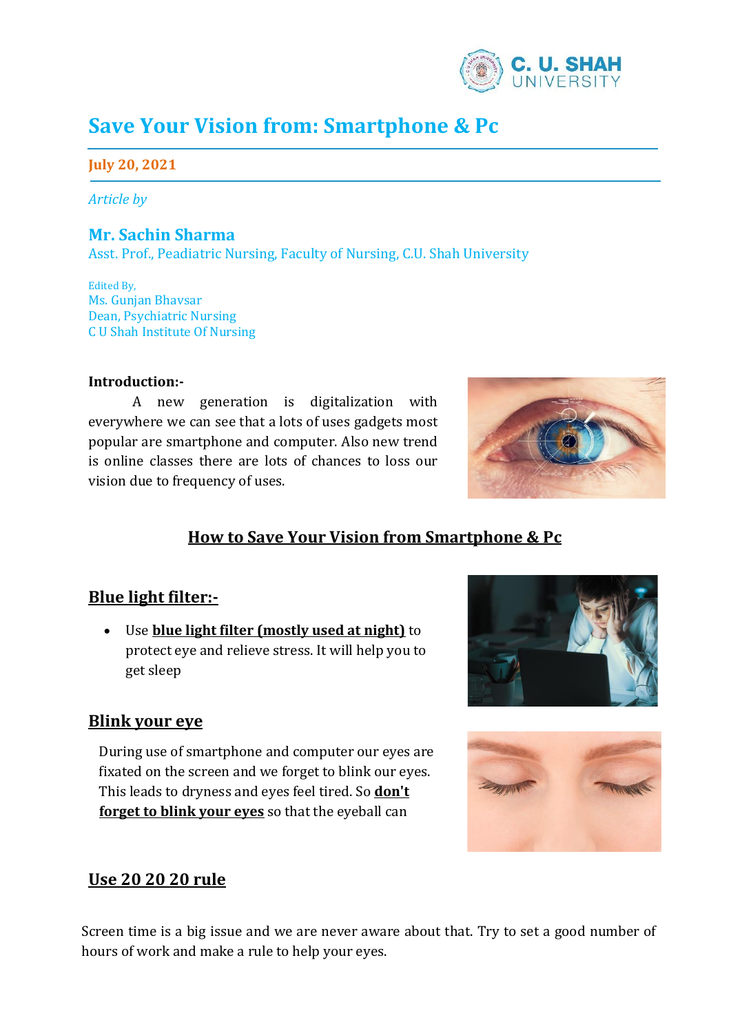# Save Your Vision from: Smartphone & Pc

**July 20, 2021**

*Article by*

**Mr. Sachin Sharma**
Asst. Prof., Peadiatric Nursing, Faculty of Nursing, C.U. Shah University

Edited By,
Ms. Gunjan Bhavsar
Dean, Psychiatric Nursing
C U Shah Institute Of Nursing

**Introduction:-**

A new generation is digitalization with everywhere we can see that a lots of uses gadgets most popular are smartphone and computer. Also new trend is online classes there are lots of chances to loss our vision due to frequency of uses.

## How to Save Your Vision from Smartphone & Pc

### Blue light filter:-

- Use **blue light filter (mostly used at night)** to protect eye and relieve stress. It will help you to get sleep

### Blink your eye

During use of smartphone and computer our eyes are fixated on the screen and we forget to blink our eyes. This leads to dryness and eyes feel tired. So **don't forget to blink your eyes** so that the eyeball can

### Use 20 20 20 rule

Screen time is a big issue and we are never aware about that. Try to set a good number of hours of work and make a rule to help your eyes.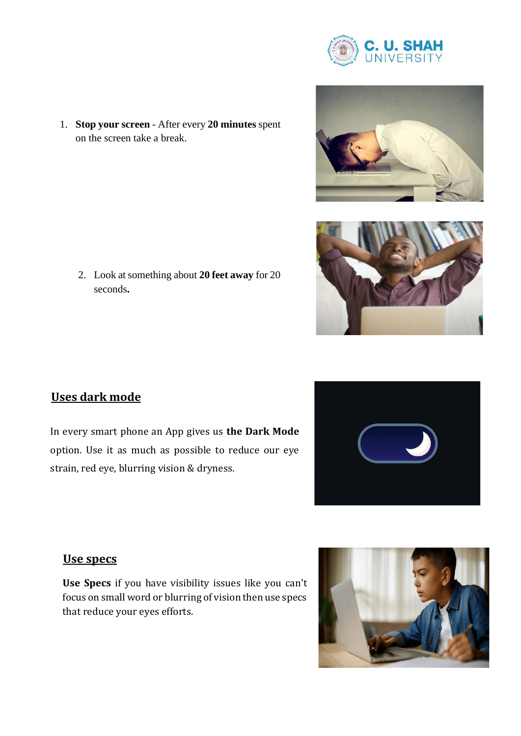1. **Stop your screen** - After every **20 minutes** spent on the screen take a break.

2. Look at something about **20 feet away** for 20 seconds**.**

## Uses dark mode

In every smart phone an App gives us **the Dark Mode** option. Use it as much as possible to reduce our eye strain, red eye, blurring vision & dryness.

## Use specs

**Use Specs** if you have visibility issues like you can't focus on small word or blurring of vision then use specs that reduce your eyes efforts.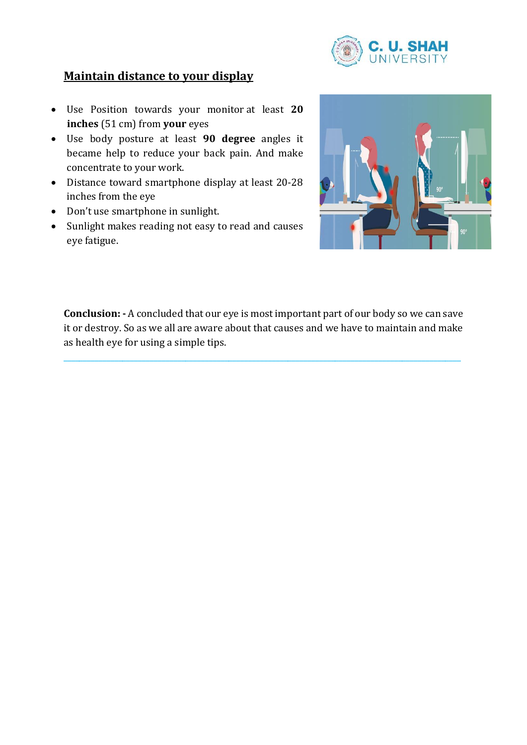## Maintain distance to your display

- Use Position towards your monitor at least **20 inches** (51 cm) from **your** eyes
- Use body posture at least **90 degree** angles it became help to reduce your back pain. And make concentrate to your work.
- Distance toward smartphone display at least 20-28 inches from the eye
- Don't use smartphone in sunlight.
- Sunlight makes reading not easy to read and causes eye fatigue.

**Conclusion: -** A concluded that our eye is most important part of our body so we can save it or destroy. So as we all are aware about that causes and we have to maintain and make as health eye for using a simple tips.